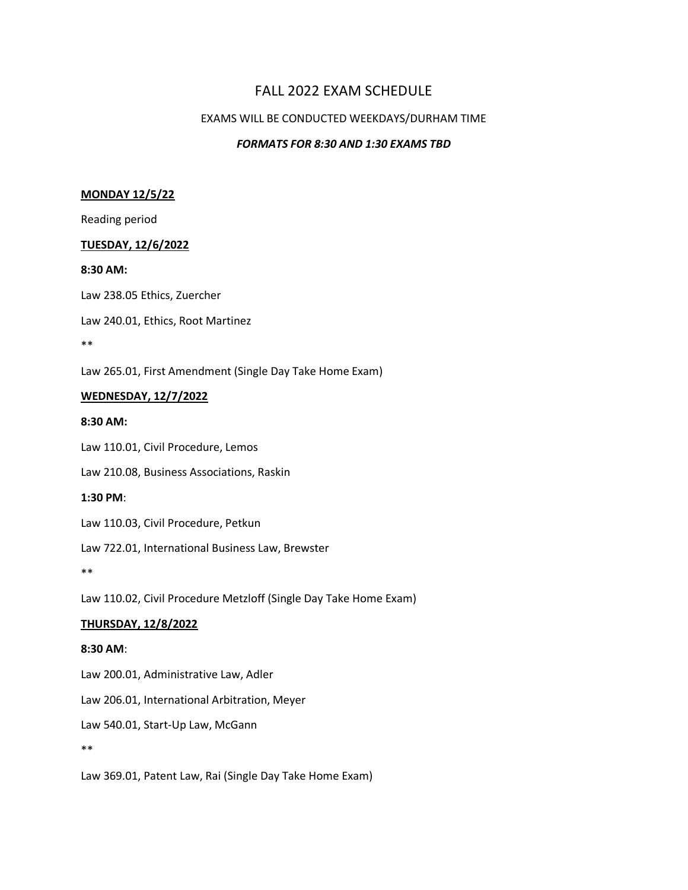# FALL 2022 EXAM SCHEDULE

EXAMS WILL BE CONDUCTED WEEKDAYS/DURHAM TIME

***FORMATS FOR 8:30 AND 1:30 EXAMS TBD***

**MONDAY 12/5/22**

Reading period

**TUESDAY, 12/6/2022**

**8:30 AM:**

Law 238.05 Ethics, Zuercher

Law 240.01, Ethics, Root Martinez

**

Law 265.01, First Amendment (Single Day Take Home Exam)

**WEDNESDAY, 12/7/2022**

**8:30 AM:**

Law 110.01, Civil Procedure, Lemos

Law 210.08, Business Associations, Raskin

**1:30 PM**:

Law 110.03, Civil Procedure, Petkun

Law 722.01, International Business Law, Brewster

**

Law 110.02, Civil Procedure Metzloff (Single Day Take Home Exam)

**THURSDAY, 12/8/2022**

**8:30 AM**:

Law 200.01, Administrative Law, Adler

Law 206.01, International Arbitration, Meyer

Law 540.01, Start-Up Law, McGann

**

Law 369.01, Patent Law, Rai (Single Day Take Home Exam)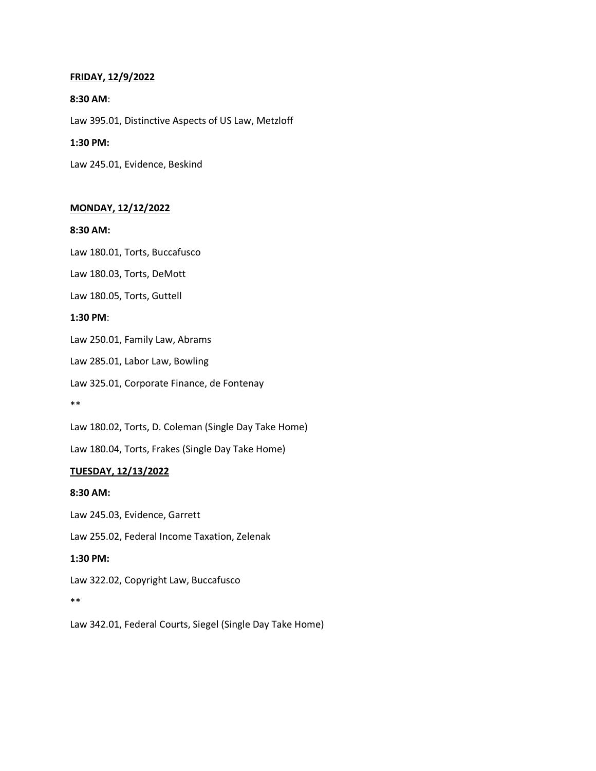<u>**FRIDAY, 12/9/2022**</u>

**8:30 AM**:

Law 395.01, Distinctive Aspects of US Law, Metzloff

**1:30 PM:**

Law 245.01, Evidence, Beskind

<u>**MONDAY, 12/12/2022**</u>

**8:30 AM:**

Law 180.01, Torts, Buccafusco

Law 180.03, Torts, DeMott

Law 180.05, Torts, Guttell

**1:30 PM**:

Law 250.01, Family Law, Abrams

Law 285.01, Labor Law, Bowling

Law 325.01, Corporate Finance, de Fontenay

**

Law 180.02, Torts, D. Coleman (Single Day Take Home)

Law 180.04, Torts, Frakes (Single Day Take Home)

<u>**TUESDAY, 12/13/2022**</u>

**8:30 AM:**

Law 245.03, Evidence, Garrett

Law 255.02, Federal Income Taxation, Zelenak

**1:30 PM:**

Law 322.02, Copyright Law, Buccafusco

**

Law 342.01, Federal Courts, Siegel (Single Day Take Home)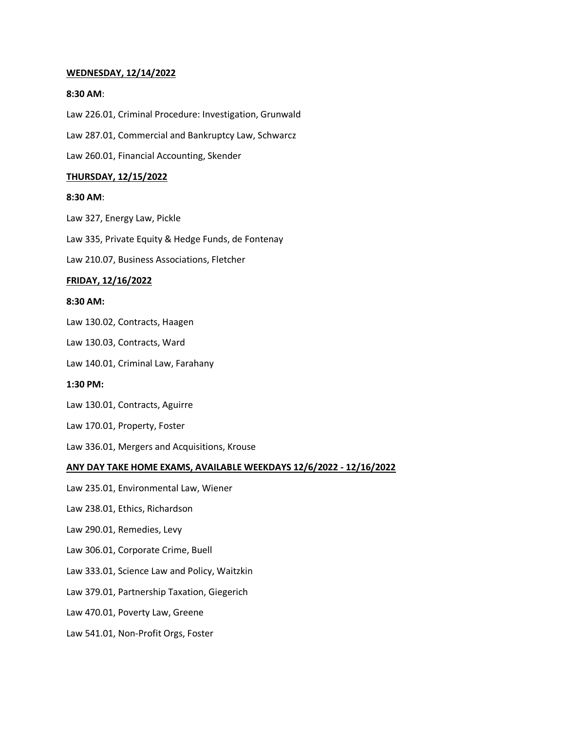**WEDNESDAY, 12/14/2022**

**8:30 AM**:

Law 226.01, Criminal Procedure: Investigation, Grunwald

Law 287.01, Commercial and Bankruptcy Law, Schwarcz

Law 260.01, Financial Accounting, Skender

**THURSDAY, 12/15/2022**

**8:30 AM**:

Law 327, Energy Law, Pickle

Law 335, Private Equity & Hedge Funds, de Fontenay

Law 210.07, Business Associations, Fletcher

**FRIDAY, 12/16/2022**

**8:30 AM:**

Law 130.02, Contracts, Haagen

Law 130.03, Contracts, Ward

Law 140.01, Criminal Law, Farahany

**1:30 PM:**

Law 130.01, Contracts, Aguirre

Law 170.01, Property, Foster

Law 336.01, Mergers and Acquisitions, Krouse

**ANY DAY TAKE HOME EXAMS, AVAILABLE WEEKDAYS 12/6/2022 - 12/16/2022**

Law 235.01, Environmental Law, Wiener

Law 238.01, Ethics, Richardson

Law 290.01, Remedies, Levy

Law 306.01, Corporate Crime, Buell

Law 333.01, Science Law and Policy, Waitzkin

Law 379.01, Partnership Taxation, Giegerich

Law 470.01, Poverty Law, Greene

Law 541.01, Non-Profit Orgs, Foster